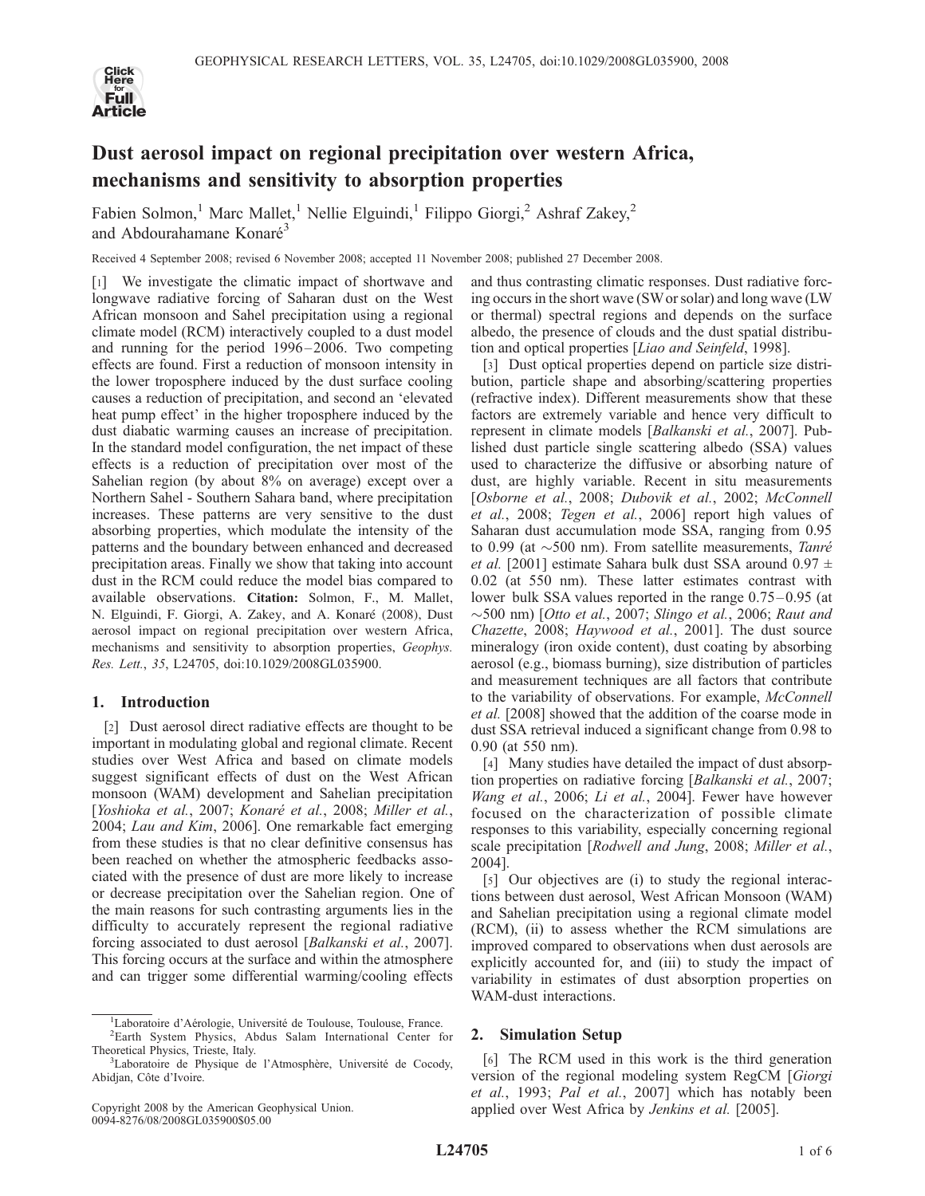# Dust aerosol impact on regional precipitation over western Africa, mechanisms and sensitivity to absorption properties

Fabien Solmon,[1] Marc Mallet,[1] Nellie Elguindi,[1] Filippo Giorgi,[2] Ashraf Zakey,[2] and Abdourahamane Konaré[3]

Received 4 September 2008; revised 6 November 2008; accepted 11 November 2008; published 27 December 2008.

[1] We investigate the climatic impact of shortwave and longwave radiative forcing of Saharan dust on the West African monsoon and Sahel precipitation using a regional climate model (RCM) interactively coupled to a dust model and running for the period 1996–2006. Two competing effects are found. First a reduction of monsoon intensity in the lower troposphere induced by the dust surface cooling causes a reduction of precipitation, and second an 'elevated heat pump effect' in the higher troposphere induced by the dust diabatic warming causes an increase of precipitation. In the standard model configuration, the net impact of these effects is a reduction of precipitation over most of the Sahelian region (by about 8% on average) except over a Northern Sahel - Southern Sahara band, where precipitation increases. These patterns are very sensitive to the dust absorbing properties, which modulate the intensity of the patterns and the boundary between enhanced and decreased precipitation areas. Finally we show that taking into account dust in the RCM could reduce the model bias compared to available observations. **Citation:** Solmon, F., M. Mallet, N. Elguindi, F. Giorgi, A. Zakey, and A. Konaré (2008), Dust aerosol impact on regional precipitation over western Africa, mechanisms and sensitivity to absorption properties, *Geophys. Res. Lett.*, *35*, L24705, doi:10.1029/2008GL035900.

## 1. Introduction

[2] Dust aerosol direct radiative effects are thought to be important in modulating global and regional climate. Recent studies over West Africa and based on climate models suggest significant effects of dust on the West African monsoon (WAM) development and Sahelian precipitation [*Yoshioka et al.*, 2007; *Konaré et al.*, 2008; *Miller et al.*, 2004; *Lau and Kim*, 2006]. One remarkable fact emerging from these studies is that no clear definitive consensus has been reached on whether the atmospheric feedbacks associated with the presence of dust are more likely to increase or decrease precipitation over the Sahelian region. One of the main reasons for such contrasting arguments lies in the difficulty to accurately represent the regional radiative forcing associated to dust aerosol [*Balkanski et al.*, 2007]. This forcing occurs at the surface and within the atmosphere and can trigger some differential warming/cooling effects and thus contrasting climatic responses. Dust radiative forcing occurs in the short wave (SW or solar) and long wave (LW or thermal) spectral regions and depends on the surface albedo, the presence of clouds and the dust spatial distribution and optical properties [*Liao and Seinfeld*, 1998].

[3] Dust optical properties depend on particle size distribution, particle shape and absorbing/scattering properties (refractive index). Different measurements show that these factors are extremely variable and hence very difficult to represent in climate models [*Balkanski et al.*, 2007]. Published dust particle single scattering albedo (SSA) values used to characterize the diffusive or absorbing nature of dust, are highly variable. Recent in situ measurements [*Osborne et al.*, 2008; *Dubovik et al.*, 2002; *McConnell et al.*, 2008; *Tegen et al.*, 2006] report high values of Saharan dust accumulation mode SSA, ranging from 0.95 to 0.99 (at ~500 nm). From satellite measurements, *Tanré et al.* [2001] estimate Sahara bulk dust SSA around 0.97 ± 0.02 (at 550 nm). These latter estimates contrast with lower bulk SSA values reported in the range 0.75–0.95 (at ~500 nm) [*Otto et al.*, 2007; *Slingo et al.*, 2006; *Raut and Chazette*, 2008; *Haywood et al.*, 2001]. The dust source mineralogy (iron oxide content), dust coating by absorbing aerosol (e.g., biomass burning), size distribution of particles and measurement techniques are all factors that contribute to the variability of observations. For example, *McConnell et al.* [2008] showed that the addition of the coarse mode in dust SSA retrieval induced a significant change from 0.98 to 0.90 (at 550 nm).

[4] Many studies have detailed the impact of dust absorption properties on radiative forcing [*Balkanski et al.*, 2007; *Wang et al.*, 2006; *Li et al.*, 2004]. Fewer have however focused on the characterization of possible climate responses to this variability, especially concerning regional scale precipitation [*Rodwell and Jung*, 2008; *Miller et al.*, 2004].

[5] Our objectives are (i) to study the regional interactions between dust aerosol, West African Monsoon (WAM) and Sahelian precipitation using a regional climate model (RCM), (ii) to assess whether the RCM simulations are improved compared to observations when dust aerosols are explicitly accounted for, and (iii) to study the impact of variability in estimates of dust absorption properties on WAM-dust interactions.

## 2. Simulation Setup

[6] The RCM used in this work is the third generation version of the regional modeling system RegCM [*Giorgi et al.*, 1993; *Pal et al.*, 2007] which has notably been applied over West Africa by *Jenkins et al.* [2005].

[1]Laboratoire d'Aérologie, Université de Toulouse, Toulouse, France.

[2]Earth System Physics, Abdus Salam International Center for Theoretical Physics, Trieste, Italy.

[3]Laboratoire de Physique de l'Atmosphère, Université de Cocody, Abidjan, Côte d'Ivoire.

Copyright 2008 by the American Geophysical Union.
0094-8276/08/2008GL035900$05.00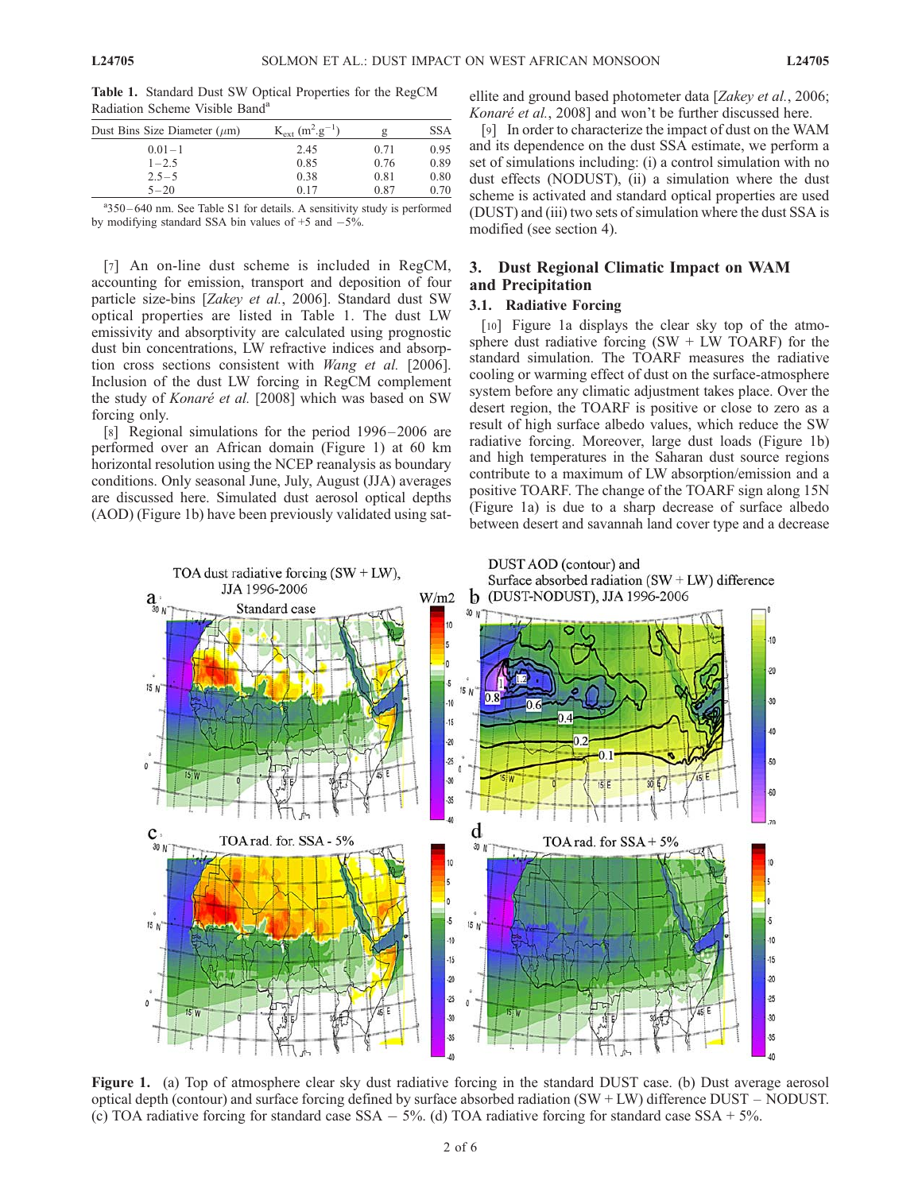**Table 1.** Standard Dust SW Optical Properties for the RegCM Radiation Scheme Visible Band[a]

| Dust Bins Size Diameter ($\mu$m) | $K_{ext}$ ($m^2.g^{-1}$) | g | SSA |
|---|---|---|---|
| 0.01 – 1 | 2.45 | 0.71 | 0.95 |
| 1 – 2.5 | 0.85 | 0.76 | 0.89 |
| 2.5 – 5 | 0.38 | 0.81 | 0.80 |
| 5 – 20 | 0.17 | 0.87 | 0.70 |

[a]350 – 640 nm. See Table S1 for details. A sensitivity study is performed by modifying standard SSA bin values of +5 and −5%.

[7] An on-line dust scheme is included in RegCM, accounting for emission, transport and deposition of four particle size-bins [*Zakey et al.*, 2006]. Standard dust SW optical properties are listed in Table 1. The dust LW emissivity and absorptivity are calculated using prognostic dust bin concentrations, LW refractive indices and absorption cross sections consistent with *Wang et al.* [2006]. Inclusion of the dust LW forcing in RegCM complement the study of *Konaré et al.* [2008] which was based on SW forcing only.

[8] Regional simulations for the period 1996–2006 are performed over an African domain (Figure 1) at 60 km horizontal resolution using the NCEP reanalysis as boundary conditions. Only seasonal June, July, August (JJA) averages are discussed here. Simulated dust aerosol optical depths (AOD) (Figure 1b) have been previously validated using satellite and ground based photometer data [*Zakey et al.*, 2006; *Konaré et al.*, 2008] and won't be further discussed here.

[9] In order to characterize the impact of dust on the WAM and its dependence on the dust SSA estimate, we perform a set of simulations including: (i) a control simulation with no dust effects (NODUST), (ii) a simulation where the dust scheme is activated and standard optical properties are used (DUST) and (iii) two sets of simulation where the dust SSA is modified (see section 4).

## 3. Dust Regional Climatic Impact on WAM and Precipitation

### 3.1. Radiative Forcing

[10] Figure 1a displays the clear sky top of the atmosphere dust radiative forcing (SW + LW TOARF) for the standard simulation. The TOARF measures the radiative cooling or warming effect of dust on the surface-atmosphere system before any climatic adjustment takes place. Over the desert region, the TOARF is positive or close to zero as a result of high surface albedo values, which reduce the SW radiative forcing. Moreover, large dust loads (Figure 1b) and high temperatures in the Saharan dust source regions contribute to a maximum of LW absorption/emission and a positive TOARF. The change of the TOARF sign along 15N (Figure 1a) is due to a sharp decrease of surface albedo between desert and savannah land cover type and a decrease

**Figure 1.** (a) Top of atmosphere clear sky dust radiative forcing in the standard DUST case. (b) Dust average aerosol optical depth (contour) and surface forcing defined by surface absorbed radiation (SW + LW) difference DUST – NODUST. (c) TOA radiative forcing for standard case SSA − 5%. (d) TOA radiative forcing for standard case SSA + 5%.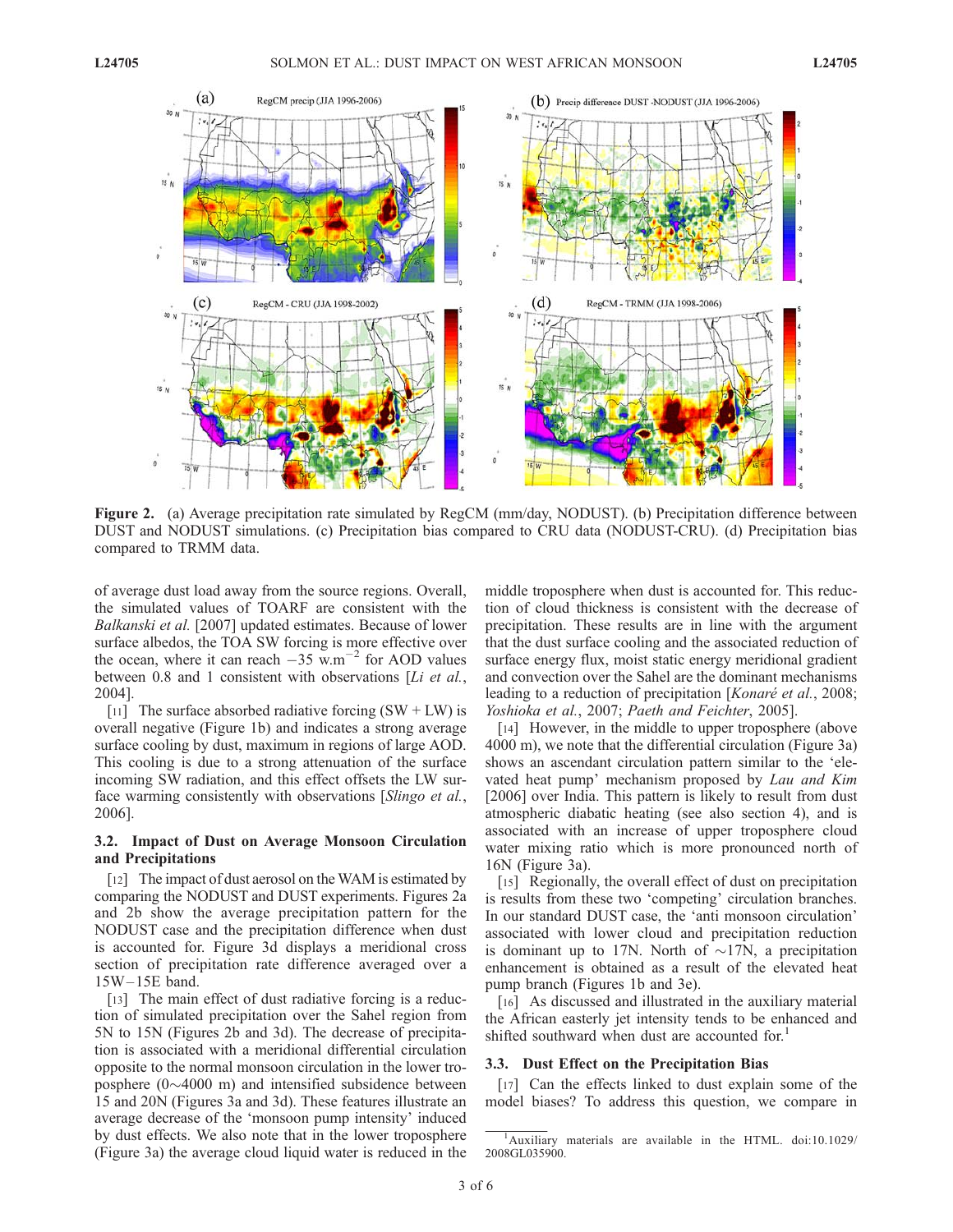Figure 2. (a) Average precipitation rate simulated by RegCM (mm/day, NODUST). (b) Precipitation difference between DUST and NODUST simulations. (c) Precipitation bias compared to CRU data (NODUST-CRU). (d) Precipitation bias compared to TRMM data.

of average dust load away from the source regions. Overall, the simulated values of TOARF are consistent with the *Balkanski et al.* [2007] updated estimates. Because of lower surface albedos, the TOA SW forcing is more effective over the ocean, where it can reach $-35$ w.m$^{-2}$ for AOD values between 0.8 and 1 consistent with observations [*Li et al.*, 2004].

[11] The surface absorbed radiative forcing (SW + LW) is overall negative (Figure 1b) and indicates a strong average surface cooling by dust, maximum in regions of large AOD. This cooling is due to a strong attenuation of the surface incoming SW radiation, and this effect offsets the LW surface warming consistently with observations [*Slingo et al.*, 2006].

### 3.2. Impact of Dust on Average Monsoon Circulation and Precipitations

[12] The impact of dust aerosol on the WAM is estimated by comparing the NODUST and DUST experiments. Figures 2a and 2b show the average precipitation pattern for the NODUST case and the precipitation difference when dust is accounted for. Figure 3d displays a meridional cross section of precipitation rate difference averaged over a 15W–15E band.

[13] The main effect of dust radiative forcing is a reduction of simulated precipitation over the Sahel region from 5N to 15N (Figures 2b and 3d). The decrease of precipitation is associated with a meridional differential circulation opposite to the normal monsoon circulation in the lower troposphere (0~4000 m) and intensified subsidence between 15 and 20N (Figures 3a and 3d). These features illustrate an average decrease of the 'monsoon pump intensity' induced by dust effects. We also note that in the lower troposphere (Figure 3a) the average cloud liquid water is reduced in the middle troposphere when dust is accounted for. This reduction of cloud thickness is consistent with the decrease of precipitation. These results are in line with the argument that the dust surface cooling and the associated reduction of surface energy flux, moist static energy meridional gradient and convection over the Sahel are the dominant mechanisms leading to a reduction of precipitation [*Konaré et al.*, 2008; *Yoshioka et al.*, 2007; *Paeth and Feichter*, 2005].

[14] However, in the middle to upper troposphere (above 4000 m), we note that the differential circulation (Figure 3a) shows an ascendant circulation pattern similar to the 'elevated heat pump' mechanism proposed by *Lau and Kim* [2006] over India. This pattern is likely to result from dust atmospheric diabatic heating (see also section 4), and is associated with an increase of upper troposphere cloud water mixing ratio which is more pronounced north of 16N (Figure 3a).

[15] Regionally, the overall effect of dust on precipitation is results from these two 'competing' circulation branches. In our standard DUST case, the 'anti monsoon circulation' associated with lower cloud and precipitation reduction is dominant up to 17N. North of ~17N, a precipitation enhancement is obtained as a result of the elevated heat pump branch (Figures 1b and 3e).

[16] As discussed and illustrated in the auxiliary material the African easterly jet intensity tends to be enhanced and shifted southward when dust are accounted for.[1]

### 3.3. Dust Effect on the Precipitation Bias

[17] Can the effects linked to dust explain some of the model biases? To address this question, we compare in

[1] Auxiliary materials are available in the HTML. doi:10.1029/2008GL035900.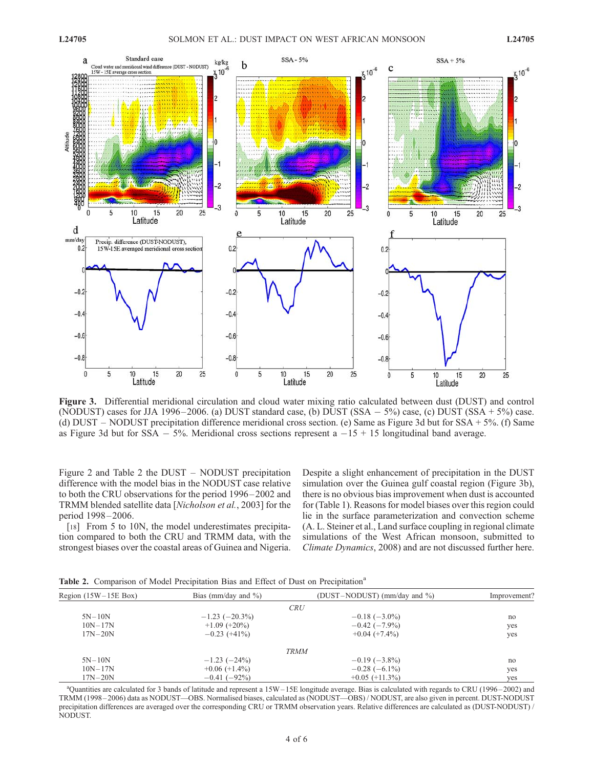**Figure 3.** Differential meridional circulation and cloud water mixing ratio calculated between dust (DUST) and control (NODUST) cases for JJA 1996–2006. (a) DUST standard case, (b) DUST (SSA − 5%) case, (c) DUST (SSA + 5%) case. (d) DUST − NODUST precipitation difference meridional cross section. (e) Same as Figure 3d but for SSA + 5%. (f) Same as Figure 3d but for SSA − 5%. Meridional cross sections represent a −15 + 15 longitudinal band average.

Figure 2 and Table 2 the DUST − NODUST precipitation difference with the model bias in the NODUST case relative to both the CRU observations for the period 1996–2002 and TRMM blended satellite data [*Nicholson et al.*, 2003] for the period 1998–2006.

[18] From 5 to 10N, the model underestimates precipitation compared to both the CRU and TRMM data, with the strongest biases over the coastal areas of Guinea and Nigeria. Despite a slight enhancement of precipitation in the DUST simulation over the Guinea gulf coastal region (Figure 3b), there is no obvious bias improvement when dust is accounted for (Table 1). Reasons for model biases over this region could lie in the surface parameterization and convection scheme (A. L. Steiner et al., Land surface coupling in regional climate simulations of the West African monsoon, submitted to *Climate Dynamics*, 2008) and are not discussed further here.

**Table 2.** Comparison of Model Precipitation Bias and Effect of Dust on Precipitation[a]

| Region (15W–15E Box) | Bias (mm/day and %) | (DUST–NODUST) (mm/day and %) | Improvement? |
|---|---|---|---|
| | | *CRU* | |
| 5N–10N | −1.23 (−20.3%) | −0.18 (−3.0%) | no |
| 10N–17N | +1.09 (+20%) | −0.42 (−7.9%) | yes |
| 17N–20N | −0.23 (+41%) | +0.04 (+7.4%) | yes |
| | | *TRMM* | |
| 5N–10N | −1.23 (−24%) | −0.19 (−3.8%) | no |
| 10N–17N | +0.06 (+1.4%) | −0.28 (−6.1%) | yes |
| 17N–20N | −0.41 (−92%) | +0.05 (+11.3%) | yes |

[a]Quantities are calculated for 3 bands of latitude and represent a 15W–15E longitude average. Bias is calculated with regards to CRU (1996–2002) and TRMM (1998–2006) data as NODUST—OBS. Normalised biases, calculated as (NODUST—OBS) / NODUST, are also given in percent. DUST-NODUST precipitation differences are averaged over the corresponding CRU or TRMM observation years. Relative differences are calculated as (DUST-NODUST) / NODUST.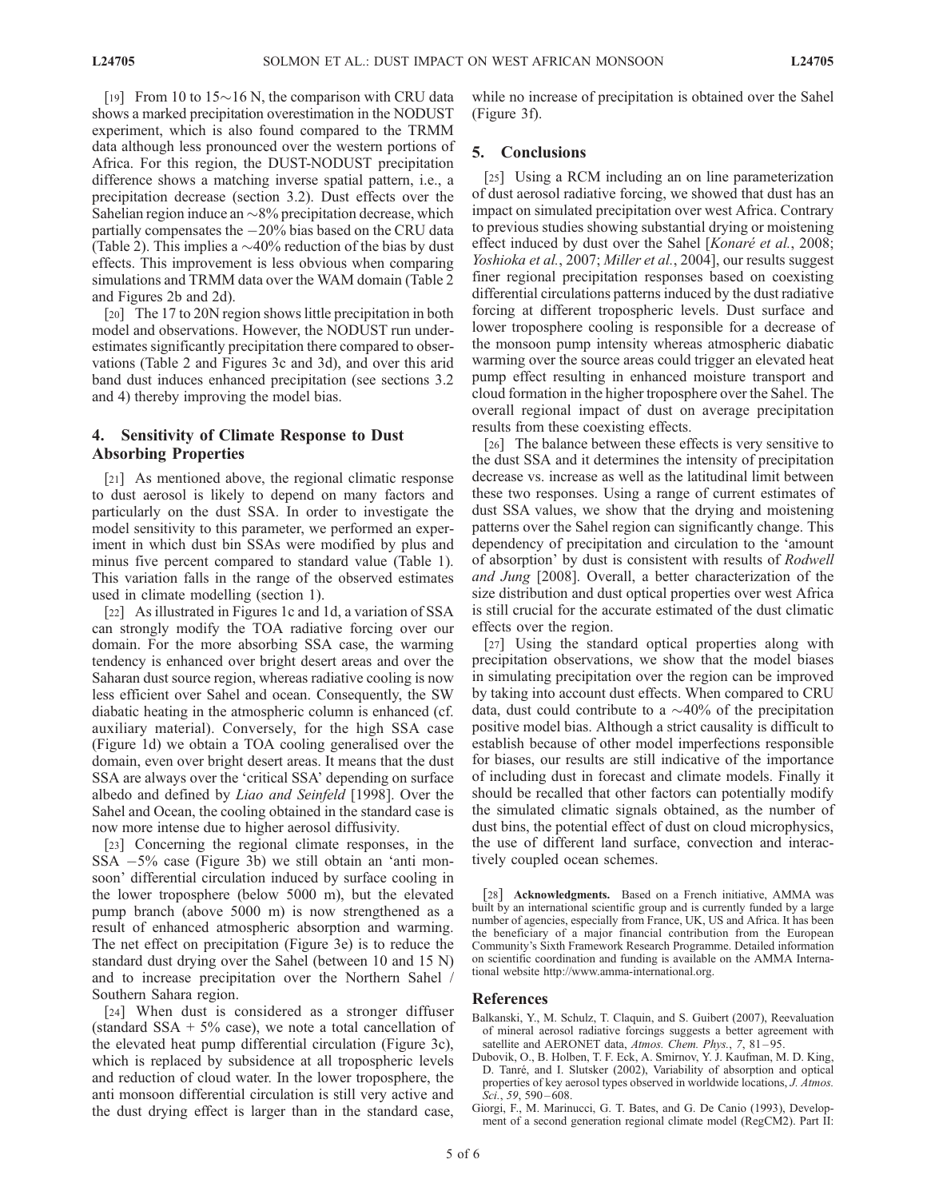[19] From 10 to 15∼16 N, the comparison with CRU data shows a marked precipitation overestimation in the NODUST experiment, which is also found compared to the TRMM data although less pronounced over the western portions of Africa. For this region, the DUST-NODUST precipitation difference shows a matching inverse spatial pattern, i.e., a precipitation decrease (section 3.2). Dust effects over the Sahelian region induce an ∼8% precipitation decrease, which partially compensates the −20% bias based on the CRU data (Table 2). This implies a ∼40% reduction of the bias by dust effects. This improvement is less obvious when comparing simulations and TRMM data over the WAM domain (Table 2 and Figures 2b and 2d).

[20] The 17 to 20N region shows little precipitation in both model and observations. However, the NODUST run underestimates significantly precipitation there compared to observations (Table 2 and Figures 3c and 3d), and over this arid band dust induces enhanced precipitation (see sections 3.2 and 4) thereby improving the model bias.

## 4. Sensitivity of Climate Response to Dust Absorbing Properties

[21] As mentioned above, the regional climatic response to dust aerosol is likely to depend on many factors and particularly on the dust SSA. In order to investigate the model sensitivity to this parameter, we performed an experiment in which dust bin SSAs were modified by plus and minus five percent compared to standard value (Table 1). This variation falls in the range of the observed estimates used in climate modelling (section 1).

[22] As illustrated in Figures 1c and 1d, a variation of SSA can strongly modify the TOA radiative forcing over our domain. For the more absorbing SSA case, the warming tendency is enhanced over bright desert areas and over the Saharan dust source region, whereas radiative cooling is now less efficient over Sahel and ocean. Consequently, the SW diabatic heating in the atmospheric column is enhanced (cf. auxiliary material). Conversely, for the high SSA case (Figure 1d) we obtain a TOA cooling generalised over the domain, even over bright desert areas. It means that the dust SSA are always over the 'critical SSA' depending on surface albedo and defined by *Liao and Seinfeld* [1998]. Over the Sahel and Ocean, the cooling obtained in the standard case is now more intense due to higher aerosol diffusivity.

[23] Concerning the regional climate responses, in the SSA −5% case (Figure 3b) we still obtain an 'anti monsoon' differential circulation induced by surface cooling in the lower troposphere (below 5000 m), but the elevated pump branch (above 5000 m) is now strengthened as a result of enhanced atmospheric absorption and warming. The net effect on precipitation (Figure 3e) is to reduce the standard dust drying over the Sahel (between 10 and 15 N) and to increase precipitation over the Northern Sahel / Southern Sahara region.

[24] When dust is considered as a stronger diffuser (standard SSA + 5% case), we note a total cancellation of the elevated heat pump differential circulation (Figure 3c), which is replaced by subsidence at all tropospheric levels and reduction of cloud water. In the lower troposphere, the anti monsoon differential circulation is still very active and the dust drying effect is larger than in the standard case, while no increase of precipitation is obtained over the Sahel (Figure 3f).

## 5. Conclusions

[25] Using a RCM including an on line parameterization of dust aerosol radiative forcing, we showed that dust has an impact on simulated precipitation over west Africa. Contrary to previous studies showing substantial drying or moistening effect induced by dust over the Sahel [*Konaré et al.*, 2008; *Yoshioka et al.*, 2007; *Miller et al.*, 2004], our results suggest finer regional precipitation responses based on coexisting differential circulations patterns induced by the dust radiative forcing at different tropospheric levels. Dust surface and lower troposphere cooling is responsible for a decrease of the monsoon pump intensity whereas atmospheric diabatic warming over the source areas could trigger an elevated heat pump effect resulting in enhanced moisture transport and cloud formation in the higher troposphere over the Sahel. The overall regional impact of dust on average precipitation results from these coexisting effects.

[26] The balance between these effects is very sensitive to the dust SSA and it determines the intensity of precipitation decrease vs. increase as well as the latitudinal limit between these two responses. Using a range of current estimates of dust SSA values, we show that the drying and moistening patterns over the Sahel region can significantly change. This dependency of precipitation and circulation to the 'amount of absorption' by dust is consistent with results of *Rodwell and Jung* [2008]. Overall, a better characterization of the size distribution and dust optical properties over west Africa is still crucial for the accurate estimated of the dust climatic effects over the region.

[27] Using the standard optical properties along with precipitation observations, we show that the model biases in simulating precipitation over the region can be improved by taking into account dust effects. When compared to CRU data, dust could contribute to a ∼40% of the precipitation positive model bias. Although a strict causality is difficult to establish because of other model imperfections responsible for biases, our results are still indicative of the importance of including dust in forecast and climate models. Finally it should be recalled that other factors can potentially modify the simulated climatic signals obtained, as the number of dust bins, the potential effect of dust on cloud microphysics, the use of different land surface, convection and interactively coupled ocean schemes.

[28] **Acknowledgments.** Based on a French initiative, AMMA was built by an international scientific group and is currently funded by a large number of agencies, especially from France, UK, US and Africa. It has been the beneficiary of a major financial contribution from the European Community's Sixth Framework Research Programme. Detailed information on scientific coordination and funding is available on the AMMA International website http://www.amma-international.org.

## References

Balkanski, Y., M. Schulz, T. Claquin, and S. Guibert (2007), Reevaluation of mineral aerosol radiative forcings suggests a better agreement with satellite and AERONET data, *Atmos. Chem. Phys.*, *7*, 81–95.

Dubovik, O., B. Holben, T. F. Eck, A. Smirnov, Y. J. Kaufman, M. D. King, D. Tanré, and I. Slutsker (2002), Variability of absorption and optical properties of key aerosol types observed in worldwide locations, *J. Atmos. Sci.*, *59*, 590–608.

Giorgi, F., M. Marinucci, G. T. Bates, and G. De Canio (1993), Development of a second generation regional climate model (RegCM2). Part II: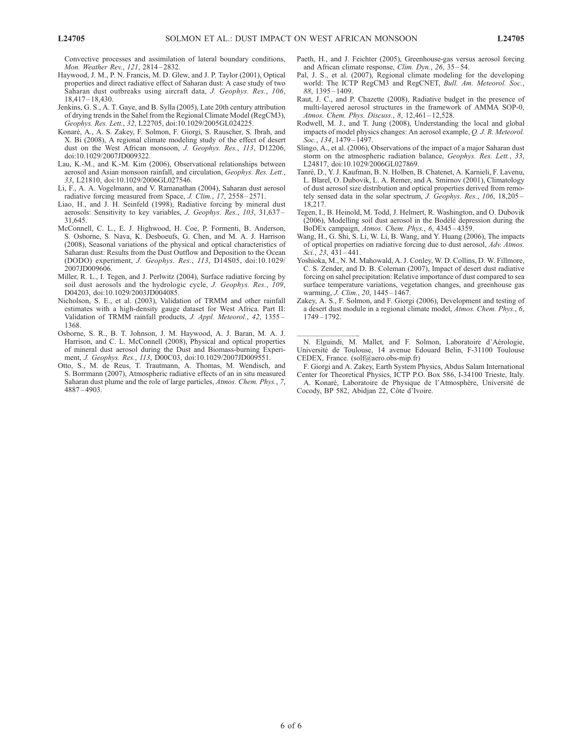Convective processes and assimilation of lateral boundary conditions, *Mon. Weather Rev.*, *121*, 2814–2832.

Haywood, J. M., P. N. Francis, M. D. Glew, and J. P. Taylor (2001), Optical properties and direct radiative effect of Saharan dust: A case study of two Saharan dust outbreaks using aircraft data, *J. Geophys. Res.*, *106*, 18,417–18,430.

Jenkins, G. S., A. T. Gaye, and B. Sylla (2005), Late 20th century attribution of drying trends in the Sahel from the Regional Climate Model (RegCM3), *Geophys. Res. Lett.*, *32*, L22705, doi:10.1029/2005GL024225.

Konaré, A., A. S. Zakey, F. Solmon, F. Giorgi, S. Rauscher, S. Ibrah, and X. Bi (2008), A regional climate modeling study of the effect of desert dust on the West African monsoon, *J. Geophys. Res.*, *113*, D12206, doi:10.1029/2007JD009322.

Lau, K.-M., and K.-M. Kim (2006), Observational relationships between aerosol and Asian monsoon rainfall, and circulation, *Geophys. Res. Lett.*, *33*, L21810, doi:10.1029/2006GL027546.

Li, F., A. A. Vogelmann, and V. Ramanathan (2004), Saharan dust aerosol radiative forcing measured from Space, *J. Clim.*, *17*, 2558–2571.

Liao, H., and J. H. Seinfeld (1998), Radiative forcing by mineral dust aerosols: Sensitivity to key variables, *J. Geophys. Res.*, *103*, 31,637–31,645.

McConnell, C. L., E. J. Highwood, H. Coe, P. Formenti, B. Anderson, S. Osborne, S. Nava, K. Desboeufs, G. Chen, and M. A. J. Harrison (2008), Seasonal variations of the physical and optical characteristics of Saharan dust: Results from the Dust Outflow and Deposition to the Ocean (DODO) experiment, *J. Geophys. Res.*, *113*, D14S05, doi:10.1029/2007JD009606.

Miller, R. L., I. Tegen, and J. Perlwitz (2004), Surface radiative forcing by soil dust aerosols and the hydrologic cycle, *J. Geophys. Res.*, *109*, D04203, doi:10.1029/2003JD004085.

Nicholson, S. E., et al. (2003), Validation of TRMM and other rainfall estimates with a high-density gauge dataset for West Africa. Part II: Validation of TRMM rainfall products, *J. Appl. Meteorol.*, *42*, 1355–1368.

Osborne, S. R., B. T. Johnson, J. M. Haywood, A. J. Baran, M. A. J. Harrison, and C. L. McConnell (2008), Physical and optical properties of mineral dust aerosol during the Dust and Biomass-burning Experiment, *J. Geophys. Res.*, *113*, D00C03, doi:10.1029/2007JD009551.

Otto, S., M. de Reus, T. Trautmann, A. Thomas, M. Wendisch, and S. Borrmann (2007), Atmospheric radiative effects of an in situ measured Saharan dust plume and the role of large particles, *Atmos. Chem. Phys.*, *7*, 4887–4903.

Paeth, H., and J. Feichter (2005), Greenhouse-gas versus aerosol forcing and African climate response, *Clim. Dyn.*, *26*, 35–54.

Pal, J. S., et al. (2007), Regional climate modeling for the developing world: The ICTP RegCM3 and RegCNET, *Bull. Am. Meteorol. Soc.*, *88*, 1395–1409.

Raut, J. C., and P. Chazette (2008), Radiative budget in the presence of multi-layered aerosol structures in the framework of AMMA SOP-0, *Atmos. Chem. Phys. Discuss.*, *8*, 12,461–12,528.

Rodwell, M. J., and T. Jung (2008), Understanding the local and global impacts of model physics changes: An aerosol example, *Q. J. R. Meteorol. Soc.*, *134*, 1479–1497.

Slingo, A., et al. (2006), Observations of the impact of a major Saharan dust storm on the atmospheric radiation balance, *Geophys. Res. Lett.*, *33*, L24817, doi:10.1029/2006GL027869.

Tanré, D., Y. J. Kaufman, B. N. Holben, B. Chatenet, A. Karnieli, F. Lavenu, L. Blarel, O. Dubovik, L. A. Remer, and A. Smirnov (2001), Climatology of dust aerosol size distribution and optical properties derived from remotely sensed data in the solar spectrum, *J. Geophys. Res.*, *106*, 18,205–18,217.

Tegen, I., B. Heinold, M. Todd, J. Helmert, R. Washington, and O. Dubovik (2006), Modelling soil dust aerosol in the Bodélé depression during the BoDEx campaign, *Atmos. Chem. Phys.*, *6*, 4345–4359.

Wang, H., G. Shi, S. Li, W. Li, B. Wang, and Y. Huang (2006), The impacts of optical properties on radiative forcing due to dust aerosol, *Adv. Atmos. Sci.*, *23*, 431–441.

Yoshioka, M., N. M. Mahowald, A. J. Conley, W. D. Collins, D. W. Fillmore, C. S. Zender, and D. B. Coleman (2007), Impact of desert dust radiative forcing on sahel precipitation: Relative importance of dust compared to sea surface temperature variations, vegetation changes, and greenhouse gas warming, *J. Clim.*, *20*, 1445–1467.

Zakey, A. S., F. Solmon, and F. Giorgi (2006), Development and testing of a desert dust module in a regional climate model, *Atmos. Chem. Phys.*, *6*, 1749–1792.

---

N. Elguindi, M. Mallet, and F. Solmon, Laboratoire d'Aérologie, Université de Toulouse, 14 avenue Edouard Belin, F-31100 Toulouse CEDEX, France. (solf@aero.obs-mip.fr)

F. Giorgi and A. Zakey, Earth System Physics, Abdus Salam International Center for Theoretical Physics, ICTP P.O. Box 586, I-34100 Trieste, Italy.

A. Konaré, Laboratoire de Physique de l'Atmosphère, Université de Cocody, BP 582, Abidjan 22, Côte d'Ivoire.